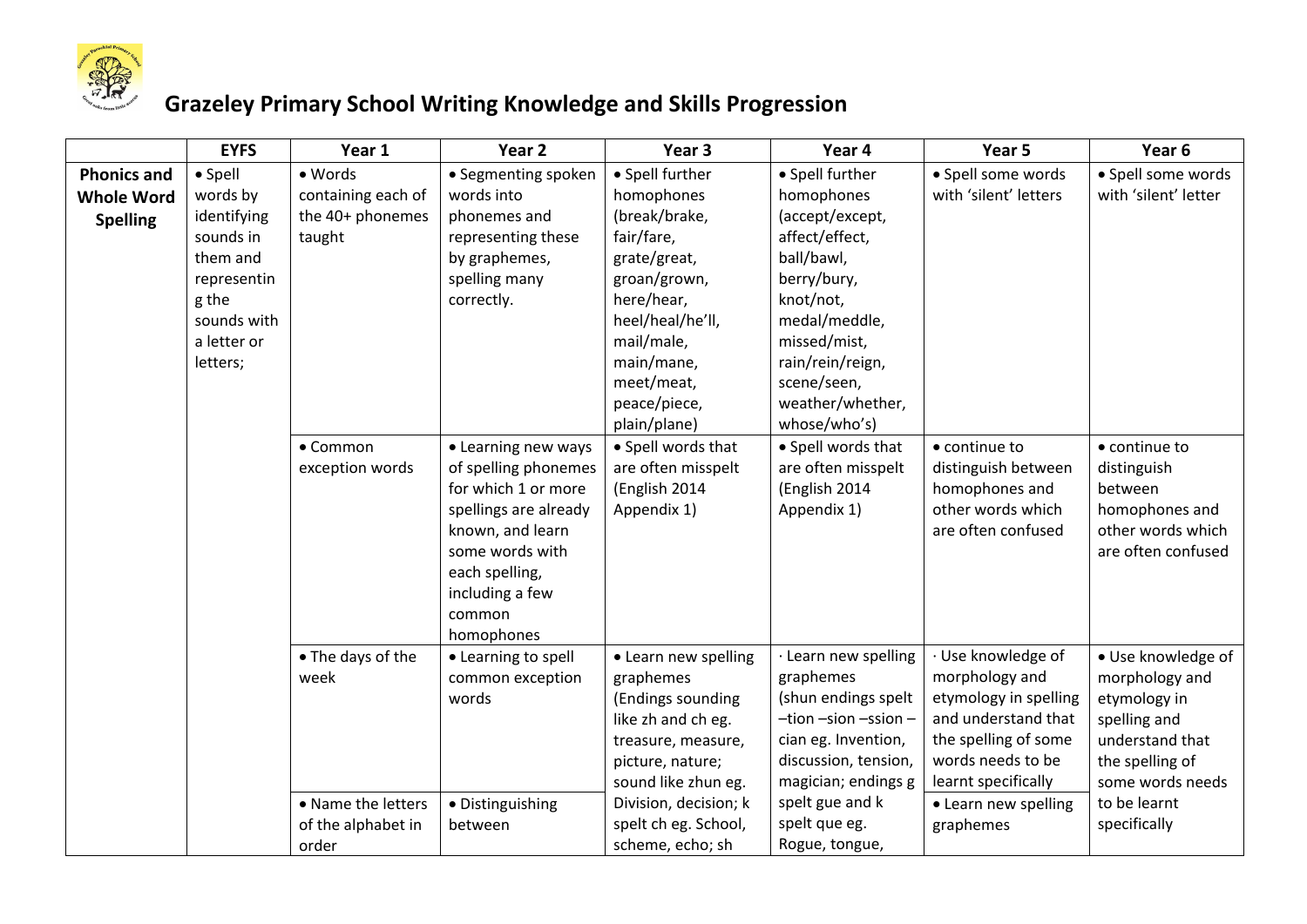# Grazeley Primary School Writing Knowledge and Skills Progression

| | EYFS | Year 1 | Year 2 | Year 3 | Year 4 | Year 5 | Year 6 |
|---|---|---|---|---|---|---|---|
| **Phonics and Whole Word Spelling** | • Spell words by identifying sounds in them and representin g the sounds with a letter or letters; | • Words containing each of the 40+ phonemes taught | • Segmenting spoken words into phonemes and representing these by graphemes, spelling many correctly. | • Spell further homophones (break/brake, fair/fare, grate/great, groan/grown, here/hear, heel/heal/he'll, mail/male, main/mane, meet/meat, peace/piece, plain/plane) | • Spell further homophones (accept/except, affect/effect, ball/bawl, berry/bury, knot/not, medal/meddle, missed/mist, rain/rein/reign, scene/seen, weather/whether, whose/who's) | • Spell some words with 'silent' letters | • Spell some words with 'silent' letter |
| | | • Common exception words | • Learning new ways of spelling phonemes for which 1 or more spellings are already known, and learn some words with each spelling, including a few common homophones | • Spell words that are often misspelt (English 2014 Appendix 1) | • Spell words that are often misspelt (English 2014 Appendix 1) | • continue to distinguish between homophones and other words which are often confused | • continue to distinguish between homophones and other words which are often confused |
| | | • The days of the week | • Learning to spell common exception words | • Learn new spelling graphemes (Endings sounding like zh and ch eg. treasure, measure, picture, nature; sound like zhun eg. Division, decision; k spelt ch eg. School, scheme, echo; sh | · Learn new spelling graphemes (shun endings spelt –tion –sion –ssion –cian eg. Invention, discussion, tension, magician; endings g spelt gue and k spelt que eg. Rogue, tongue, | · Use knowledge of morphology and etymology in spelling and understand that the spelling of some words needs to be learnt specifically | • Use knowledge of morphology and etymology in spelling and understand that the spelling of some words needs to be learnt specifically |
| | | • Name the letters of the alphabet in order | • Distinguishing between | | | • Learn new spelling graphemes | |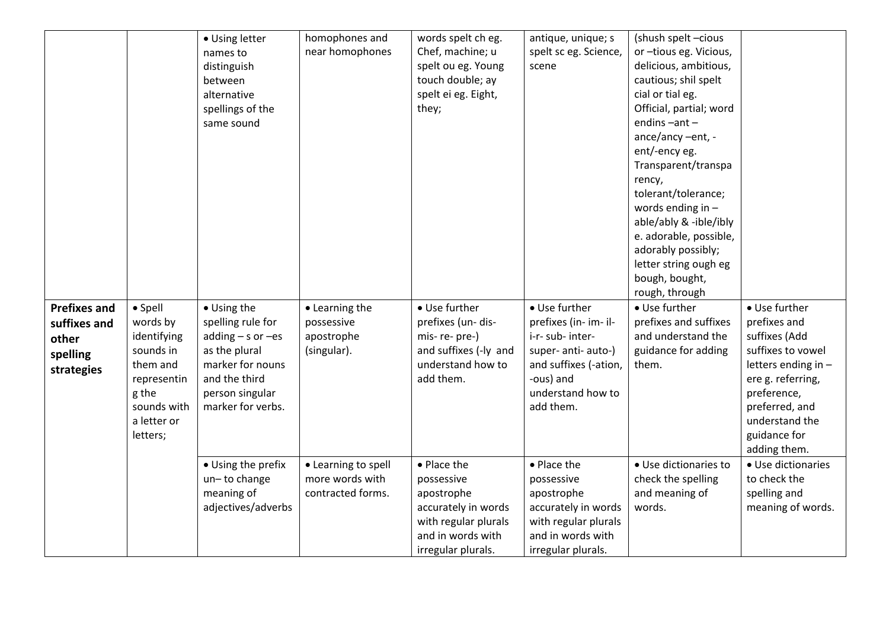| | | | | | | | |
|---|---|---|---|---|---|---|---|
| | | • Using letter names to distinguish between alternative spellings of the same sound | homophones and near homophones | words spelt ch eg. Chef, machine; u spelt ou eg. Young touch double; ay spelt ei eg. Eight, they; | antique, unique; s spelt sc eg. Science, scene | (shush spelt –cious or –tious eg. Vicious, delicious, ambitious, cautious; shil spelt cial or tial eg. Official, partial; word endins –ant –ance/ancy –ent, -ent/-ency eg. Transparent/transparency, tolerant/tolerance; words ending in –able/ably & -ible/ibly e. adorable, possible, adorably possibly; letter string ough eg bough, bought, rough, through | |
| **Prefixes and suffixes and other spelling strategies** | • Spell words by identifying sounds in them and representing the sounds with a letter or letters; | • Using the spelling rule for adding – s or –es as the plural marker for nouns and the third person singular marker for verbs. | • Learning the possessive apostrophe (singular). | • Use further prefixes (un- dis- mis- re- pre-) and suffixes (-ly and understand how to add them. | • Use further prefixes (in- im- il- i-r- sub- inter- super- anti- auto-) and suffixes (-ation, -ous) and understand how to add them. | • Use further prefixes and suffixes and understand the guidance for adding them. | • Use further prefixes and suffixes (Add suffixes to vowel letters ending in –ere g. referring, preference, preferred, and understand the guidance for adding them. |
| | | • Using the prefix un– to change meaning of adjectives/adverbs | • Learning to spell more words with contracted forms. | • Place the possessive apostrophe accurately in words with regular plurals and in words with irregular plurals. | • Place the possessive apostrophe accurately in words with regular plurals and in words with irregular plurals. | • Use dictionaries to check the spelling and meaning of words. | • Use dictionaries to check the spelling and meaning of words. |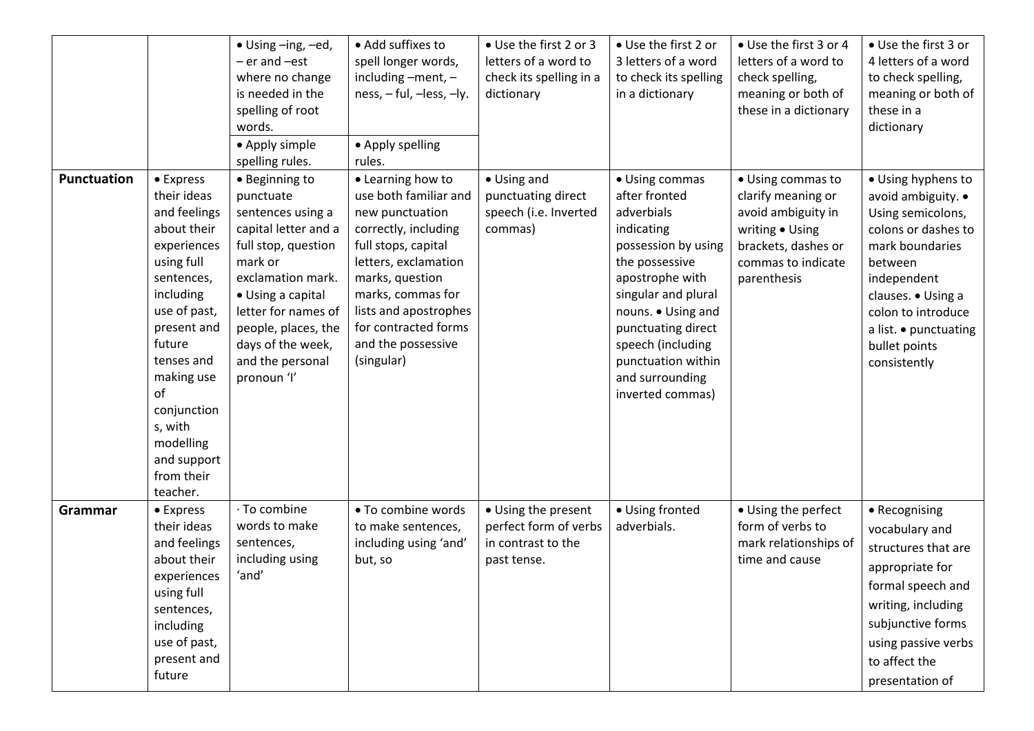| | | | | | | | |
|---|---|---|---|---|---|---|---|
| | | • Using –ing, –ed, – er and –est where no change is needed in the spelling of root words.<br>• Apply simple spelling rules. | • Add suffixes to spell longer words, including –ment, –ness, – ful, –less, –ly.<br>• Apply spelling rules. | • Use the first 2 or 3 letters of a word to check its spelling in a dictionary | • Use the first 2 or 3 letters of a word to check its spelling in a dictionary | • Use the first 3 or 4 letters of a word to check spelling, meaning or both of these in a dictionary | • Use the first 3 or 4 letters of a word to check spelling, meaning or both of these in a dictionary |
| **Punctuation** | • Express their ideas and feelings about their experiences using full sentences, including use of past, present and future tenses and making use of conjunction s, with modelling and support from their teacher. | • Beginning to punctuate sentences using a capital letter and a full stop, question mark or exclamation mark. • Using a capital letter for names of people, places, the days of the week, and the personal pronoun 'I' | • Learning how to use both familiar and new punctuation correctly, including full stops, capital letters, exclamation marks, question marks, commas for lists and apostrophes for contracted forms and the possessive (singular) | • Using and punctuating direct speech (i.e. Inverted commas) | • Using commas after fronted adverbials indicating possession by using the possessive apostrophe with singular and plural nouns. • Using and punctuating direct speech (including punctuation within and surrounding inverted commas) | • Using commas to clarify meaning or avoid ambiguity in writing • Using brackets, dashes or commas to indicate parenthesis | • Using hyphens to avoid ambiguity. • Using semicolons, colons or dashes to mark boundaries between independent clauses. • Using a colon to introduce a list. • punctuating bullet points consistently |
| **Grammar** | • Express their ideas and feelings about their experiences using full sentences, including use of past, present and future | · To combine words to make sentences, including using 'and' | • To combine words to make sentences, including using 'and' but, so | • Using the present perfect form of verbs in contrast to the past tense. | • Using fronted adverbials. | • Using the perfect form of verbs to mark relationships of time and cause | • Recognising vocabulary and structures that are appropriate for formal speech and writing, including subjunctive forms using passive verbs to affect the presentation of |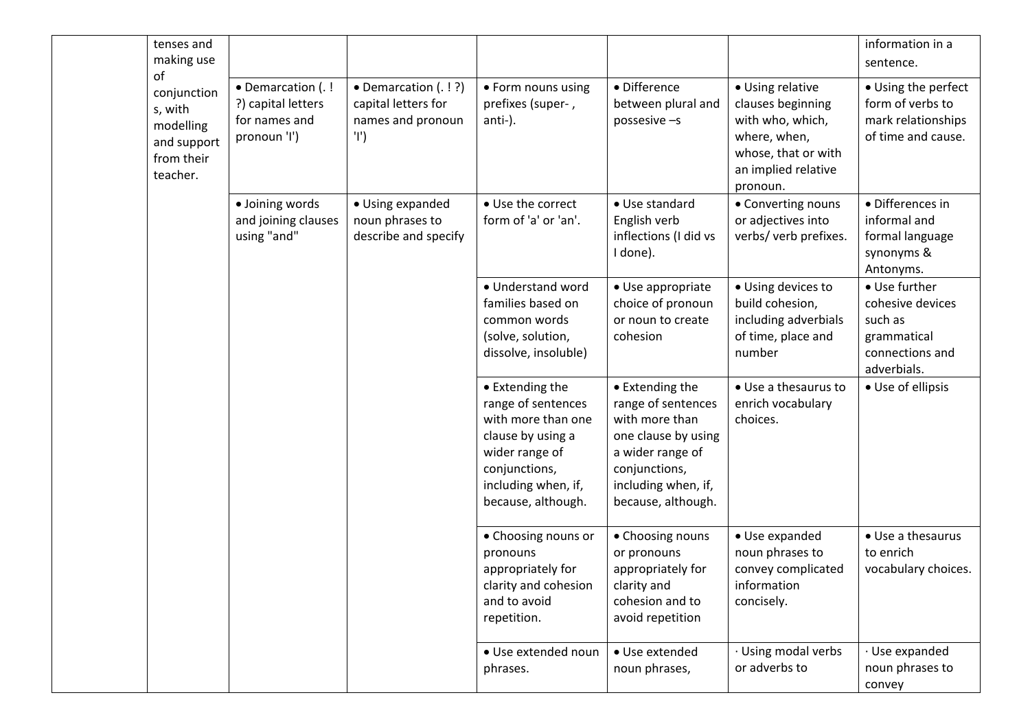|  |  |  |  |  |  |  |  |
|---|---|---|---|---|---|---|---|
|  | tenses and making use of conjunction s, with modelling and support from their teacher. |  |  |  |  |  | information in a sentence. |
|  |  | • Demarcation (. ! ?) capital letters for names and pronoun 'I') | • Demarcation (. ! ?) capital letters for names and pronoun 'I') | • Form nouns using prefixes (super- , anti-). | • Difference between plural and possesive –s | • Using relative clauses beginning with who, which, where, when, whose, that or with an implied relative pronoun. | • Using the perfect form of verbs to mark relationships of time and cause. |
|  |  | • Joining words and joining clauses using "and" | • Using expanded noun phrases to describe and specify | • Use the correct form of 'a' or 'an'. | • Use standard English verb inflections (I did vs I done). | • Converting nouns or adjectives into verbs/ verb prefixes. | • Differences in informal and formal language synonyms & Antonyms. |
|  |  |  |  | • Understand word families based on common words (solve, solution, dissolve, insoluble) | • Use appropriate choice of pronoun or noun to create cohesion | • Using devices to build cohesion, including adverbials of time, place and number | • Use further cohesive devices such as grammatical connections and adverbials. |
|  |  |  |  | • Extending the range of sentences with more than one clause by using a wider range of conjunctions, including when, if, because, although. | • Extending the range of sentences with more than one clause by using a wider range of conjunctions, including when, if, because, although. | • Use a thesaurus to enrich vocabulary choices. | • Use of ellipsis |
|  |  |  |  | • Choosing nouns or pronouns appropriately for clarity and cohesion and to avoid repetition. | • Choosing nouns or pronouns appropriately for clarity and cohesion and to avoid repetition | • Use expanded noun phrases to convey complicated information concisely. | • Use a thesaurus to enrich vocabulary choices. |
|  |  |  |  | • Use extended noun phrases. | • Use extended noun phrases, | · Using modal verbs or adverbs to | · Use expanded noun phrases to convey |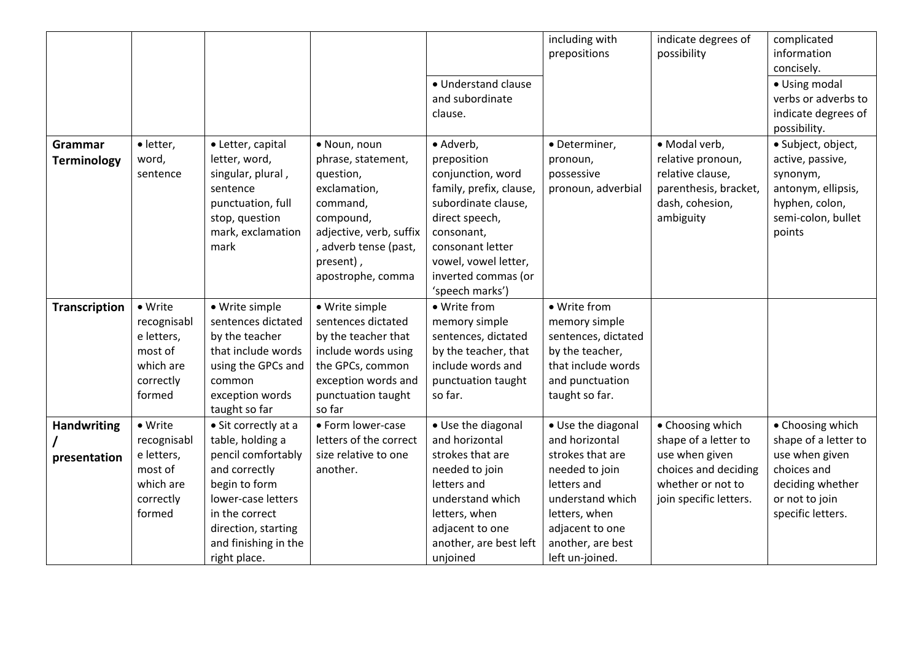| | | | | | | | |
|---|---|---|---|---|---|---|---|
| | | | | • Understand clause and subordinate clause. | including with prepositions | indicate degrees of possibility | complicated information concisely. • Using modal verbs or adverbs to indicate degrees of possibility. |
| **Grammar Terminology** | • letter, word, sentence | • Letter, capital letter, word, singular, plural , sentence punctuation, full stop, question mark, exclamation mark | • Noun, noun phrase, statement, question, exclamation, command, compound, adjective, verb, suffix , adverb tense (past, present) , apostrophe, comma | • Adverb, preposition conjunction, word family, prefix, clause, subordinate clause, direct speech, consonant, consonant letter vowel, vowel letter, inverted commas (or 'speech marks') | • Determiner, pronoun, possessive pronoun, adverbial | • Modal verb, relative pronoun, relative clause, parenthesis, bracket, dash, cohesion, ambiguity | • Subject, object, active, passive, synonym, antonym, ellipsis, hyphen, colon, semi-colon, bullet points |
| **Transcription** | • Write recognisable letters, most of which are correctly formed | • Write simple sentences dictated by the teacher that include words using the GPCs and common exception words taught so far | • Write simple sentences dictated by the teacher that include words using the GPCs, common exception words and punctuation taught so far | • Write from memory simple sentences, dictated by the teacher, that include words and punctuation taught so far. | • Write from memory simple sentences, dictated by the teacher, that include words and punctuation taught so far. | | |
| **Handwriting / presentation** | • Write recognisable letters, most of which are correctly formed | • Sit correctly at a table, holding a pencil comfortably and correctly begin to form lower-case letters in the correct direction, starting and finishing in the right place. | • Form lower-case letters of the correct size relative to one another. | • Use the diagonal and horizontal strokes that are needed to join letters and understand which letters, when adjacent to one another, are best left unjoined | • Use the diagonal and horizontal strokes that are needed to join letters and understand which letters, when adjacent to one another, are best left un-joined. | • Choosing which shape of a letter to use when given choices and deciding whether or not to join specific letters. | • Choosing which shape of a letter to use when given choices and deciding whether or not to join specific letters. |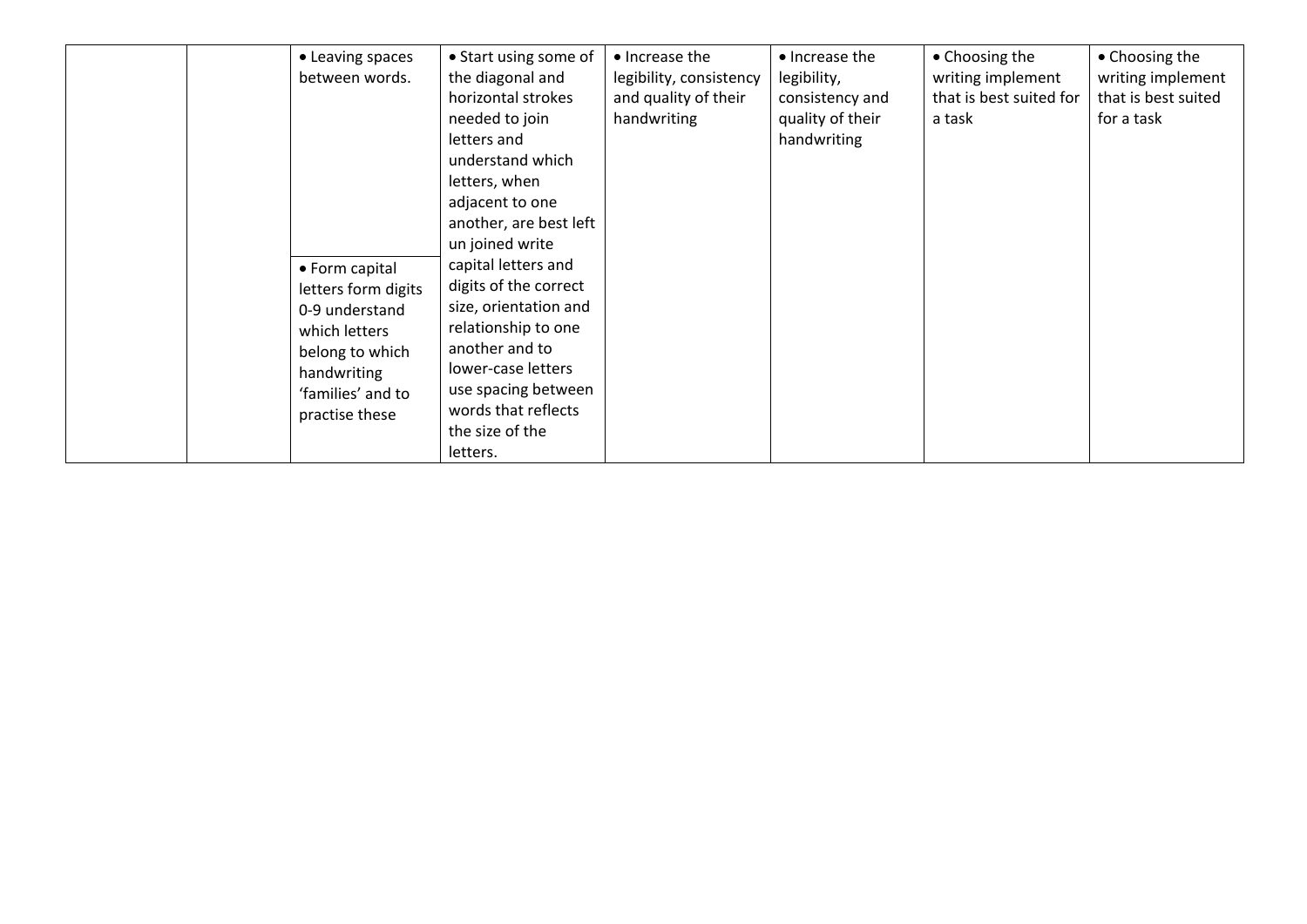| | | | | | | | |
|---|---|---|---|---|---|---|---|
| | | • Leaving spaces between words. | • Start using some of the diagonal and horizontal strokes needed to join letters and understand which letters, when adjacent to one another, are best left un joined write capital letters and digits of the correct size, orientation and relationship to one another and to lower-case letters use spacing between words that reflects the size of the letters. | • Increase the legibility, consistency and quality of their handwriting | • Increase the legibility, consistency and quality of their handwriting | • Choosing the writing implement that is best suited for a task | • Choosing the writing implement that is best suited for a task |
| | | • Form capital letters form digits 0-9 understand which letters belong to which handwriting 'families' and to practise these | | | | | |